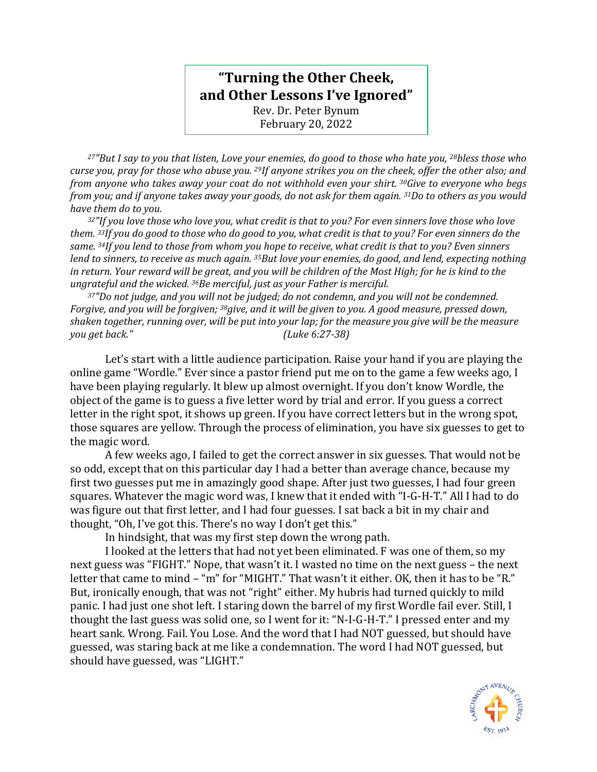# "Turning the Other Cheek, and Other Lessons I've Ignored"

Rev. Dr. Peter Bynum
February 20, 2022

*[27]"But I say to you that listen, Love your enemies, do good to those who hate you, [28]bless those who curse you, pray for those who abuse you. [29]If anyone strikes you on the cheek, offer the other also; and from anyone who takes away your coat do not withhold even your shirt. [30]Give to everyone who begs from you; and if anyone takes away your goods, do not ask for them again. [31]Do to others as you would have them do to you.*

*[32]"If you love those who love you, what credit is that to you? For even sinners love those who love them. [33]If you do good to those who do good to you, what credit is that to you? For even sinners do the same. [34]If you lend to those from whom you hope to receive, what credit is that to you? Even sinners lend to sinners, to receive as much again. [35]But love your enemies, do good, and lend, expecting nothing in return. Your reward will be great, and you will be children of the Most High; for he is kind to the ungrateful and the wicked. [36]Be merciful, just as your Father is merciful.*

*[37]"Do not judge, and you will not be judged; do not condemn, and you will not be condemned. Forgive, and you will be forgiven; [38]give, and it will be given to you. A good measure, pressed down, shaken together, running over, will be put into your lap; for the measure you give will be the measure you get back."* *(Luke 6:27-38)*

Let's start with a little audience participation. Raise your hand if you are playing the online game "Wordle." Ever since a pastor friend put me on to the game a few weeks ago, I have been playing regularly. It blew up almost overnight. If you don't know Wordle, the object of the game is to guess a five letter word by trial and error. If you guess a correct letter in the right spot, it shows up green. If you have correct letters but in the wrong spot, those squares are yellow. Through the process of elimination, you have six guesses to get to the magic word.

A few weeks ago, I failed to get the correct answer in six guesses. That would not be so odd, except that on this particular day I had a better than average chance, because my first two guesses put me in amazingly good shape. After just two guesses, I had four green squares. Whatever the magic word was, I knew that it ended with "I-G-H-T." All I had to do was figure out that first letter, and I had four guesses. I sat back a bit in my chair and thought, "Oh, I've got this. There's no way I don't get this."

In hindsight, that was my first step down the wrong path.

I looked at the letters that had not yet been eliminated. F was one of them, so my next guess was "FIGHT." Nope, that wasn't it. I wasted no time on the next guess – the next letter that came to mind – "m" for "MIGHT." That wasn't it either. OK, then it has to be "R." But, ironically enough, that was not "right" either. My hubris had turned quickly to mild panic. I had just one shot left. I staring down the barrel of my first Wordle fail ever. Still, I thought the last guess was solid one, so I went for it: "N-I-G-H-T." I pressed enter and my heart sank. Wrong. Fail. You Lose. And the word that I had NOT guessed, but should have guessed, was staring back at me like a condemnation. The word I had NOT guessed, but should have guessed, was "LIGHT."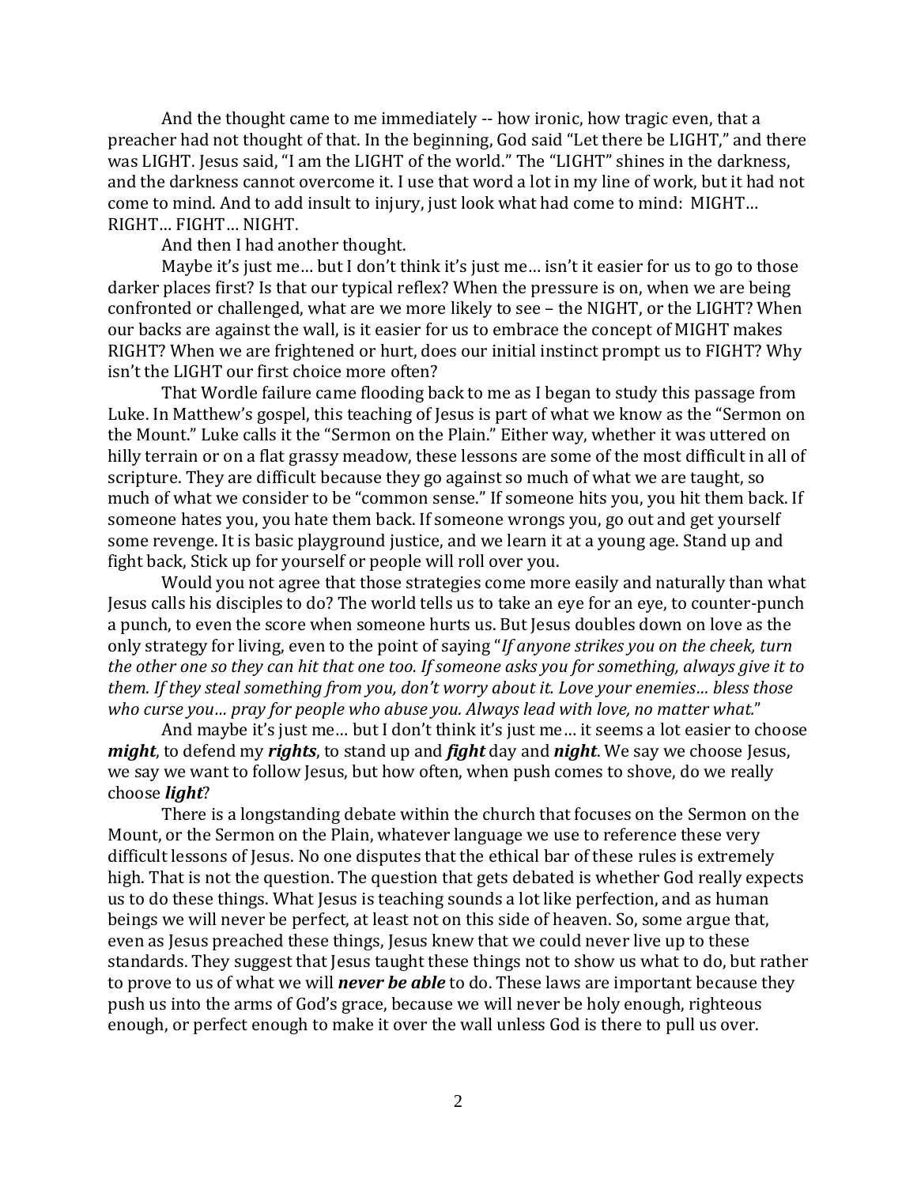And the thought came to me immediately -- how ironic, how tragic even, that a preacher had not thought of that. In the beginning, God said "Let there be LIGHT," and there was LIGHT. Jesus said, "I am the LIGHT of the world." The "LIGHT" shines in the darkness, and the darkness cannot overcome it. I use that word a lot in my line of work, but it had not come to mind. And to add insult to injury, just look what had come to mind: MIGHT… RIGHT… FIGHT… NIGHT.

And then I had another thought.

Maybe it's just me… but I don't think it's just me… isn't it easier for us to go to those darker places first? Is that our typical reflex? When the pressure is on, when we are being confronted or challenged, what are we more likely to see – the NIGHT, or the LIGHT? When our backs are against the wall, is it easier for us to embrace the concept of MIGHT makes RIGHT? When we are frightened or hurt, does our initial instinct prompt us to FIGHT? Why isn't the LIGHT our first choice more often?

That Wordle failure came flooding back to me as I began to study this passage from Luke. In Matthew's gospel, this teaching of Jesus is part of what we know as the "Sermon on the Mount." Luke calls it the "Sermon on the Plain." Either way, whether it was uttered on hilly terrain or on a flat grassy meadow, these lessons are some of the most difficult in all of scripture. They are difficult because they go against so much of what we are taught, so much of what we consider to be "common sense." If someone hits you, you hit them back. If someone hates you, you hate them back. If someone wrongs you, go out and get yourself some revenge. It is basic playground justice, and we learn it at a young age. Stand up and fight back, Stick up for yourself or people will roll over you.

Would you not agree that those strategies come more easily and naturally than what Jesus calls his disciples to do? The world tells us to take an eye for an eye, to counter-punch a punch, to even the score when someone hurts us. But Jesus doubles down on love as the only strategy for living, even to the point of saying "*If anyone strikes you on the cheek, turn the other one so they can hit that one too. If someone asks you for something, always give it to them. If they steal something from you, don't worry about it. Love your enemies… bless those who curse you… pray for people who abuse you. Always lead with love, no matter what.*"

And maybe it's just me… but I don't think it's just me… it seems a lot easier to choose ***might***, to defend my ***rights***, to stand up and ***fight*** day and ***night***. We say we choose Jesus, we say we want to follow Jesus, but how often, when push comes to shove, do we really choose ***light***?

There is a longstanding debate within the church that focuses on the Sermon on the Mount, or the Sermon on the Plain, whatever language we use to reference these very difficult lessons of Jesus. No one disputes that the ethical bar of these rules is extremely high. That is not the question. The question that gets debated is whether God really expects us to do these things. What Jesus is teaching sounds a lot like perfection, and as human beings we will never be perfect, at least not on this side of heaven. So, some argue that, even as Jesus preached these things, Jesus knew that we could never live up to these standards. They suggest that Jesus taught these things not to show us what to do, but rather to prove to us of what we will ***never be able*** to do. These laws are important because they push us into the arms of God's grace, because we will never be holy enough, righteous enough, or perfect enough to make it over the wall unless God is there to pull us over.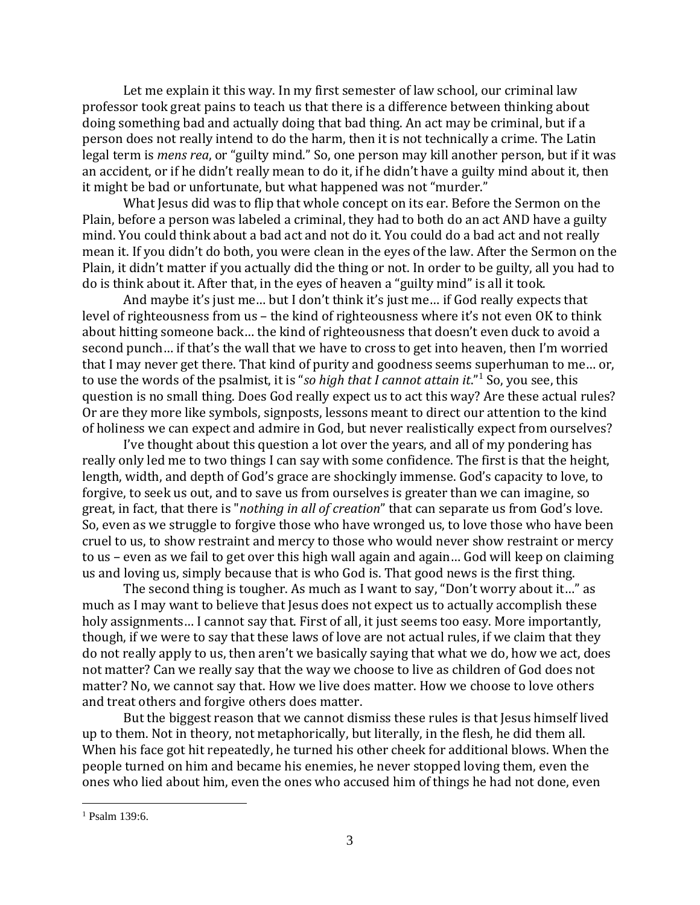Let me explain it this way. In my first semester of law school, our criminal law professor took great pains to teach us that there is a difference between thinking about doing something bad and actually doing that bad thing. An act may be criminal, but if a person does not really intend to do the harm, then it is not technically a crime. The Latin legal term is *mens rea*, or "guilty mind." So, one person may kill another person, but if it was an accident, or if he didn't really mean to do it, if he didn't have a guilty mind about it, then it might be bad or unfortunate, but what happened was not "murder."

What Jesus did was to flip that whole concept on its ear. Before the Sermon on the Plain, before a person was labeled a criminal, they had to both do an act AND have a guilty mind. You could think about a bad act and not do it. You could do a bad act and not really mean it. If you didn't do both, you were clean in the eyes of the law. After the Sermon on the Plain, it didn't matter if you actually did the thing or not. In order to be guilty, all you had to do is think about it. After that, in the eyes of heaven a "guilty mind" is all it took.

And maybe it's just me… but I don't think it's just me… if God really expects that level of righteousness from us – the kind of righteousness where it's not even OK to think about hitting someone back… the kind of righteousness that doesn't even duck to avoid a second punch… if that's the wall that we have to cross to get into heaven, then I'm worried that I may never get there. That kind of purity and goodness seems superhuman to me… or, to use the words of the psalmist, it is "*so high that I cannot attain it*."[1] So, you see, this question is no small thing. Does God really expect us to act this way? Are these actual rules? Or are they more like symbols, signposts, lessons meant to direct our attention to the kind of holiness we can expect and admire in God, but never realistically expect from ourselves?

I've thought about this question a lot over the years, and all of my pondering has really only led me to two things I can say with some confidence. The first is that the height, length, width, and depth of God's grace are shockingly immense. God's capacity to love, to forgive, to seek us out, and to save us from ourselves is greater than we can imagine, so great, in fact, that there is "*nothing in all of creation*" that can separate us from God's love. So, even as we struggle to forgive those who have wronged us, to love those who have been cruel to us, to show restraint and mercy to those who would never show restraint or mercy to us – even as we fail to get over this high wall again and again… God will keep on claiming us and loving us, simply because that is who God is. That good news is the first thing.

The second thing is tougher. As much as I want to say, "Don't worry about it…" as much as I may want to believe that Jesus does not expect us to actually accomplish these holy assignments… I cannot say that. First of all, it just seems too easy. More importantly, though, if we were to say that these laws of love are not actual rules, if we claim that they do not really apply to us, then aren't we basically saying that what we do, how we act, does not matter? Can we really say that the way we choose to live as children of God does not matter? No, we cannot say that. How we live does matter. How we choose to love others and treat others and forgive others does matter.

But the biggest reason that we cannot dismiss these rules is that Jesus himself lived up to them. Not in theory, not metaphorically, but literally, in the flesh, he did them all. When his face got hit repeatedly, he turned his other cheek for additional blows. When the people turned on him and became his enemies, he never stopped loving them, even the ones who lied about him, even the ones who accused him of things he had not done, even

[1] Psalm 139:6.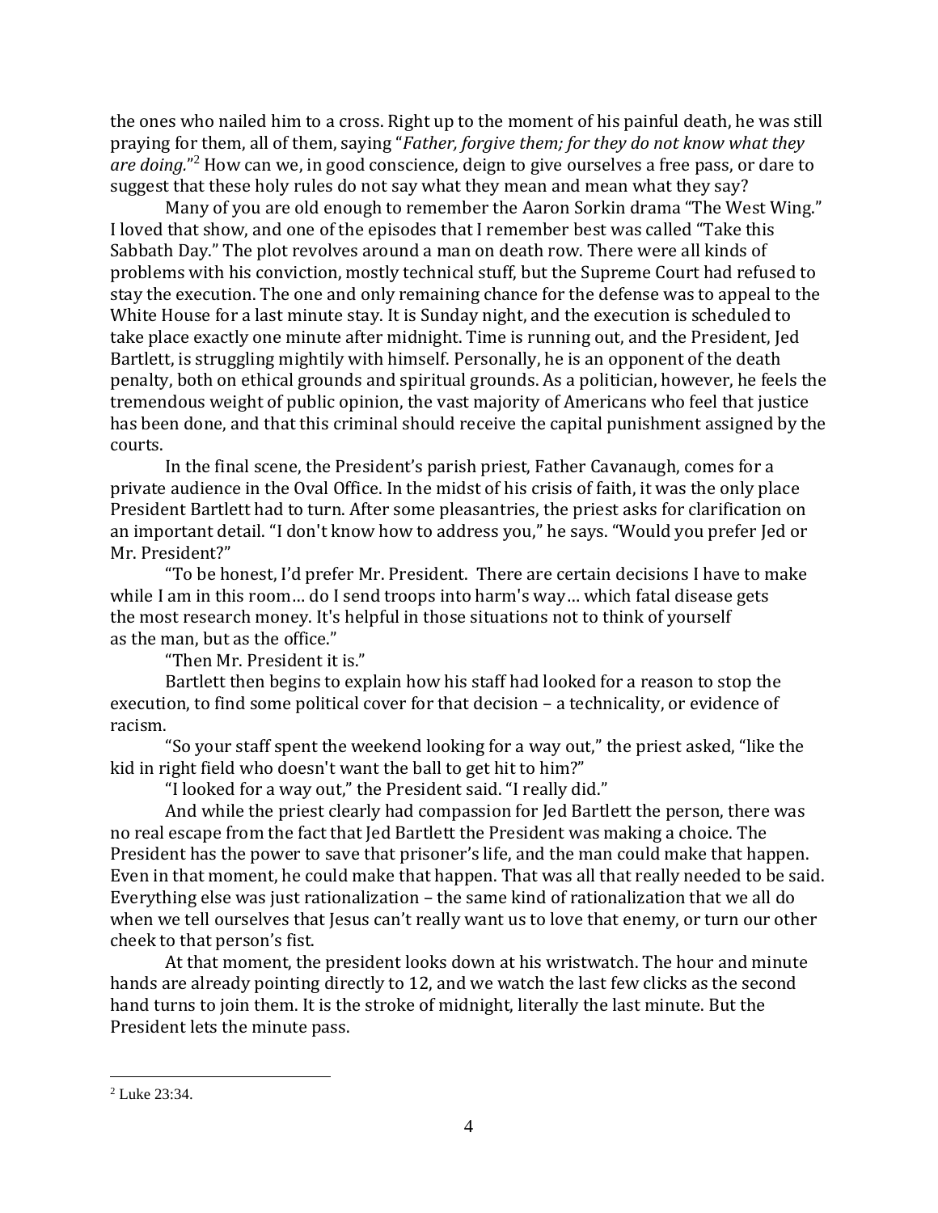the ones who nailed him to a cross. Right up to the moment of his painful death, he was still praying for them, all of them, saying "*Father, forgive them; for they do not know what they are doing.*"[2] How can we, in good conscience, deign to give ourselves a free pass, or dare to suggest that these holy rules do not say what they mean and mean what they say?

Many of you are old enough to remember the Aaron Sorkin drama "The West Wing." I loved that show, and one of the episodes that I remember best was called "Take this Sabbath Day." The plot revolves around a man on death row. There were all kinds of problems with his conviction, mostly technical stuff, but the Supreme Court had refused to stay the execution. The one and only remaining chance for the defense was to appeal to the White House for a last minute stay. It is Sunday night, and the execution is scheduled to take place exactly one minute after midnight. Time is running out, and the President, Jed Bartlett, is struggling mightily with himself. Personally, he is an opponent of the death penalty, both on ethical grounds and spiritual grounds. As a politician, however, he feels the tremendous weight of public opinion, the vast majority of Americans who feel that justice has been done, and that this criminal should receive the capital punishment assigned by the courts.

In the final scene, the President's parish priest, Father Cavanaugh, comes for a private audience in the Oval Office. In the midst of his crisis of faith, it was the only place President Bartlett had to turn. After some pleasantries, the priest asks for clarification on an important detail. "I don't know how to address you," he says. "Would you prefer Jed or Mr. President?"

"To be honest, I'd prefer Mr. President. There are certain decisions I have to make while I am in this room… do I send troops into harm's way… which fatal disease gets the most research money. It's helpful in those situations not to think of yourself as the man, but as the office."

"Then Mr. President it is."

Bartlett then begins to explain how his staff had looked for a reason to stop the execution, to find some political cover for that decision – a technicality, or evidence of racism.

"So your staff spent the weekend looking for a way out," the priest asked, "like the kid in right field who doesn't want the ball to get hit to him?"

"I looked for a way out," the President said. "I really did."

And while the priest clearly had compassion for Jed Bartlett the person, there was no real escape from the fact that Jed Bartlett the President was making a choice. The President has the power to save that prisoner's life, and the man could make that happen. Even in that moment, he could make that happen. That was all that really needed to be said. Everything else was just rationalization – the same kind of rationalization that we all do when we tell ourselves that Jesus can't really want us to love that enemy, or turn our other cheek to that person's fist.

At that moment, the president looks down at his wristwatch. The hour and minute hands are already pointing directly to 12, and we watch the last few clicks as the second hand turns to join them. It is the stroke of midnight, literally the last minute. But the President lets the minute pass.

---

[2] Luke 23:34.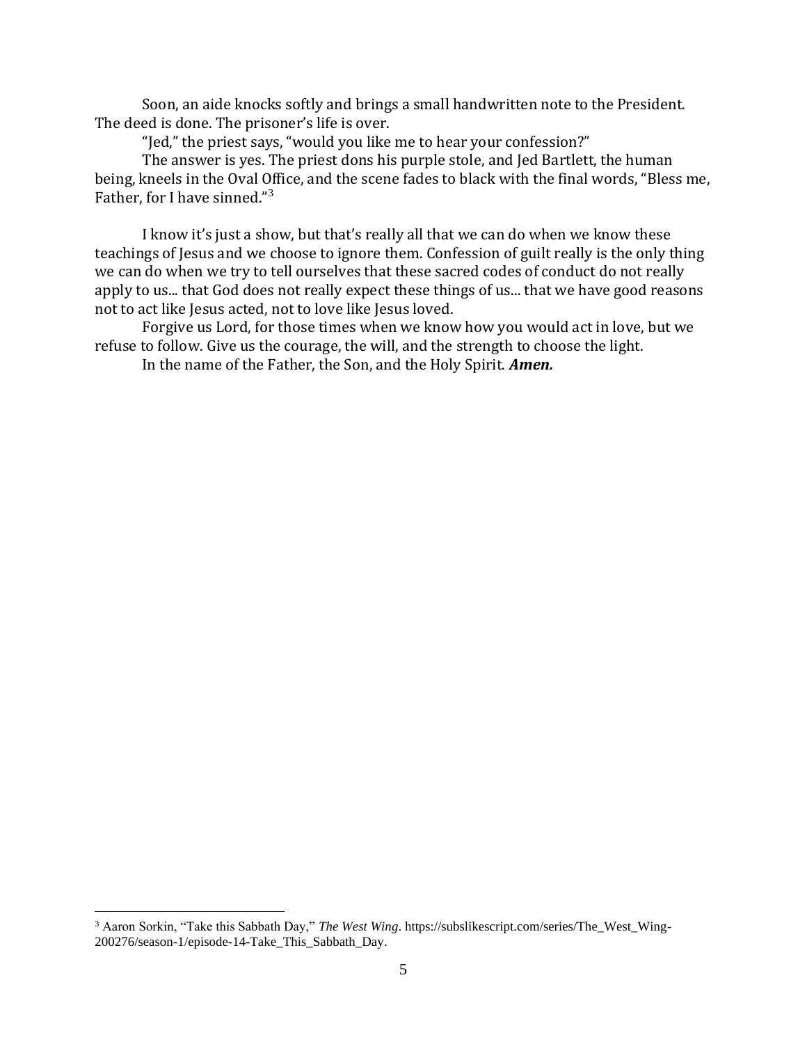Soon, an aide knocks softly and brings a small handwritten note to the President. The deed is done. The prisoner's life is over.

"Jed," the priest says, "would you like me to hear your confession?"

The answer is yes. The priest dons his purple stole, and Jed Bartlett, the human being, kneels in the Oval Office, and the scene fades to black with the final words, "Bless me, Father, for I have sinned."[3]

I know it's just a show, but that's really all that we can do when we know these teachings of Jesus and we choose to ignore them. Confession of guilt really is the only thing we can do when we try to tell ourselves that these sacred codes of conduct do not really apply to us... that God does not really expect these things of us... that we have good reasons not to act like Jesus acted, not to love like Jesus loved.

Forgive us Lord, for those times when we know how you would act in love, but we refuse to follow. Give us the courage, the will, and the strength to choose the light.

In the name of the Father, the Son, and the Holy Spirit. ***Amen.***

---

[3] Aaron Sorkin, "Take this Sabbath Day," *The West Wing*. https://subslikescript.com/series/The_West_Wing-200276/season-1/episode-14-Take_This_Sabbath_Day.